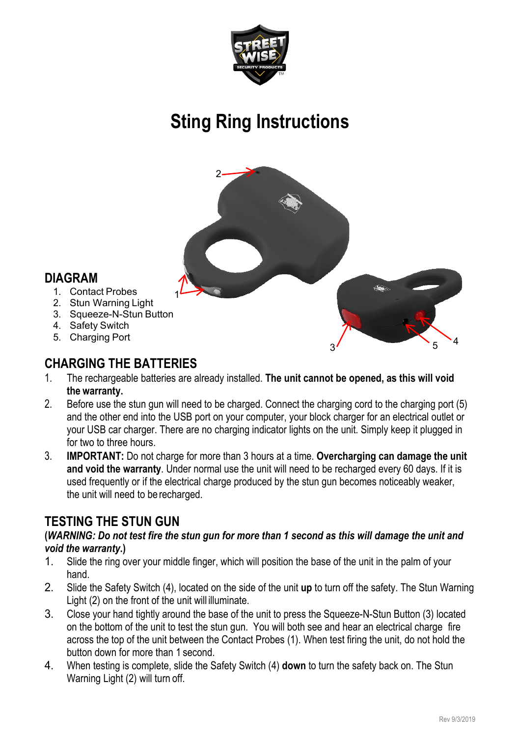# Sting Ring Instructions

## DIAGRAM

1. Contact Probes
2. Stun Warning Light
3. Squeeze-N-Stun Button
4. Safety Switch
5. Charging Port

## CHARGING THE BATTERIES

1. The rechargeable batteries are already installed. **The unit cannot be opened, as this will void the warranty.**
2. Before use the stun gun will need to be charged. Connect the charging cord to the charging port (5) and the other end into the USB port on your computer, your block charger for an electrical outlet or your USB car charger. There are no charging indicator lights on the unit. Simply keep it plugged in for two to three hours.
3. **IMPORTANT:** Do not charge for more than 3 hours at a time. **Overcharging can damage the unit and void the warranty**. Under normal use the unit will need to be recharged every 60 days. If it is used frequently or if the electrical charge produced by the stun gun becomes noticeably weaker, the unit will need to be recharged.

## TESTING THE STUN GUN

**(*WARNING: Do not test fire the stun gun for more than 1 second as this will damage the unit and void the warranty.*)**

1. Slide the ring over your middle finger, which will position the base of the unit in the palm of your hand.
2. Slide the Safety Switch (4), located on the side of the unit **up** to turn off the safety. The Stun Warning Light (2) on the front of the unit will illuminate.
3. Close your hand tightly around the base of the unit to press the Squeeze-N-Stun Button (3) located on the bottom of the unit to test the stun gun. You will both see and hear an electrical charge fire across the top of the unit between the Contact Probes (1). When test firing the unit, do not hold the button down for more than 1 second.
4. When testing is complete, slide the Safety Switch (4) **down** to turn the safety back on. The Stun Warning Light (2) will turn off.

Rev 9/3/2019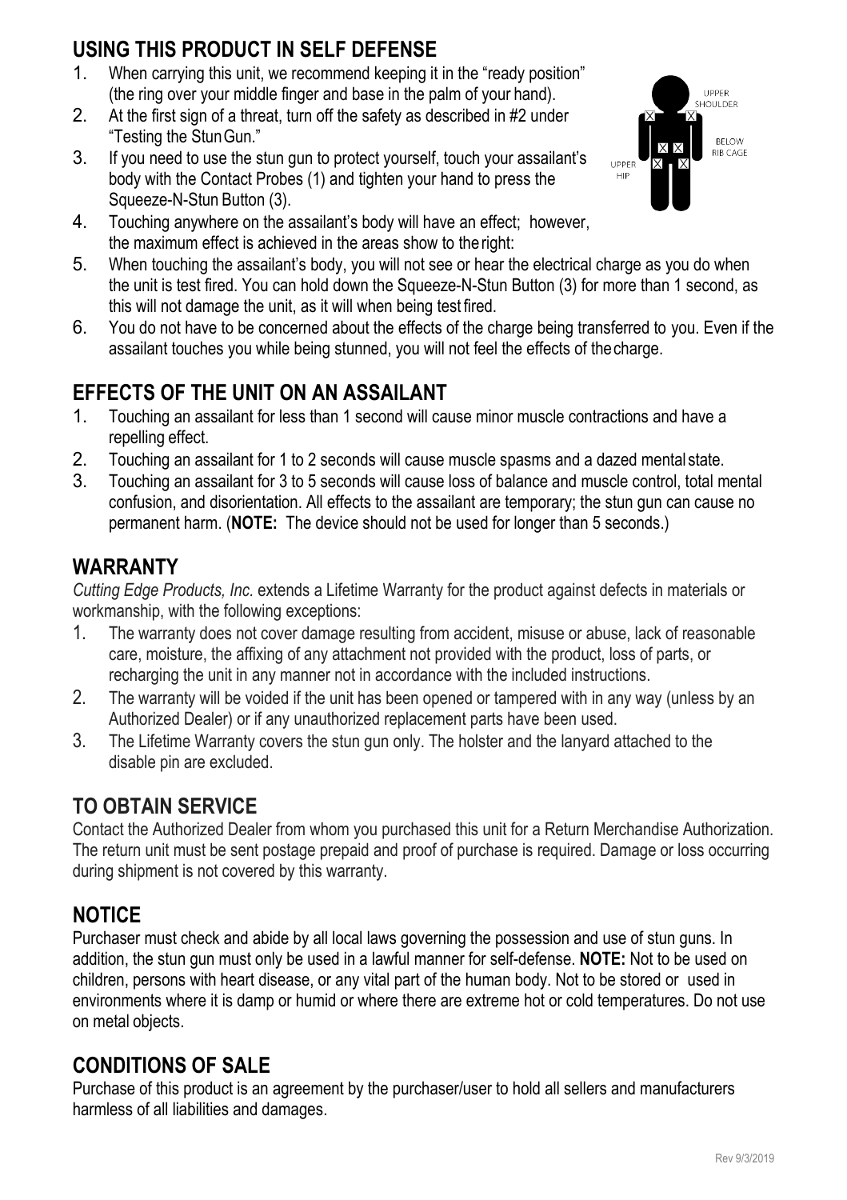## USING THIS PRODUCT IN SELF DEFENSE

1. When carrying this unit, we recommend keeping it in the "ready position" (the ring over your middle finger and base in the palm of your hand).
2. At the first sign of a threat, turn off the safety as described in #2 under "Testing the Stun Gun."
3. If you need to use the stun gun to protect yourself, touch your assailant's body with the Contact Probes (1) and tighten your hand to press the Squeeze-N-Stun Button (3).
4. Touching anywhere on the assailant's body will have an effect; however, the maximum effect is achieved in the areas show to the right:
5. When touching the assailant's body, you will not see or hear the electrical charge as you do when the unit is test fired. You can hold down the Squeeze-N-Stun Button (3) for more than 1 second, as this will not damage the unit, as it will when being test fired.
6. You do not have to be concerned about the effects of the charge being transferred to you. Even if the assailant touches you while being stunned, you will not feel the effects of the charge.

UPPER SHOULDER

BELOW RIB CAGE

UPPER HIP

## EFFECTS OF THE UNIT ON AN ASSAILANT

1. Touching an assailant for less than 1 second will cause minor muscle contractions and have a repelling effect.
2. Touching an assailant for 1 to 2 seconds will cause muscle spasms and a dazed mental state.
3. Touching an assailant for 3 to 5 seconds will cause loss of balance and muscle control, total mental confusion, and disorientation. All effects to the assailant are temporary; the stun gun can cause no permanent harm. (**NOTE:** The device should not be used for longer than 5 seconds.)

## WARRANTY

*Cutting Edge Products, Inc.* extends a Lifetime Warranty for the product against defects in materials or workmanship, with the following exceptions:

1. The warranty does not cover damage resulting from accident, misuse or abuse, lack of reasonable care, moisture, the affixing of any attachment not provided with the product, loss of parts, or recharging the unit in any manner not in accordance with the included instructions.
2. The warranty will be voided if the unit has been opened or tampered with in any way (unless by an Authorized Dealer) or if any unauthorized replacement parts have been used.
3. The Lifetime Warranty covers the stun gun only. The holster and the lanyard attached to the disable pin are excluded.

## TO OBTAIN SERVICE

Contact the Authorized Dealer from whom you purchased this unit for a Return Merchandise Authorization. The return unit must be sent postage prepaid and proof of purchase is required. Damage or loss occurring during shipment is not covered by this warranty.

## NOTICE

Purchaser must check and abide by all local laws governing the possession and use of stun guns. In addition, the stun gun must only be used in a lawful manner for self-defense. **NOTE:** Not to be used on children, persons with heart disease, or any vital part of the human body. Not to be stored or used in environments where it is damp or humid or where there are extreme hot or cold temperatures. Do not use on metal objects.

## CONDITIONS OF SALE

Purchase of this product is an agreement by the purchaser/user to hold all sellers and manufacturers harmless of all liabilities and damages.

Rev 9/3/2019